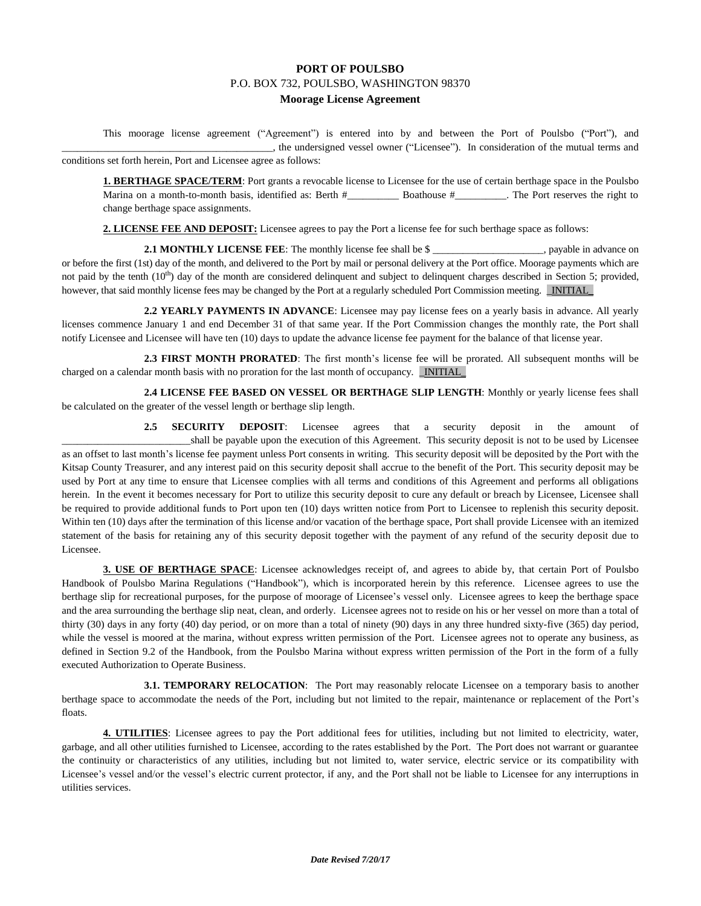**PORT OF POULSBO**

P.O. BOX 732, POULSBO, WASHINGTON 98370

**Moorage License Agreement**

This moorage license agreement ("Agreement") is entered into by and between the Port of Poulsbo ("Port"), and ________________________________________, the undersigned vessel owner ("Licensee"). In consideration of the mutual terms and conditions set forth herein, Port and Licensee agree as follows:

**1. BERTHAGE SPACE/TERM**: Port grants a revocable license to Licensee for the use of certain berthage space in the Poulsbo Marina on a month-to-month basis, identified as: Berth #__________ Boathouse #__________. The Port reserves the right to change berthage space assignments.

**2. LICENSE FEE AND DEPOSIT:** Licensee agrees to pay the Port a license fee for such berthage space as follows:

**2.1 MONTHLY LICENSE FEE**: The monthly license fee shall be $ _____________________, payable in advance on or before the first (1st) day of the month, and delivered to the Port by mail or personal delivery at the Port office. Moorage payments which are not paid by the tenth (10th) day of the month are considered delinquent and subject to delinquent charges described in Section 5; provided, however, that said monthly license fees may be changed by the Port at a regularly scheduled Port Commission meeting. _INITIAL_

**2.2 YEARLY PAYMENTS IN ADVANCE**: Licensee may pay license fees on a yearly basis in advance. All yearly licenses commence January 1 and end December 31 of that same year. If the Port Commission changes the monthly rate, the Port shall notify Licensee and Licensee will have ten (10) days to update the advance license fee payment for the balance of that license year.

**2.3 FIRST MONTH PRORATED**: The first month's license fee will be prorated. All subsequent months will be charged on a calendar month basis with no proration for the last month of occupancy. _INITIAL_

**2.4 LICENSE FEE BASED ON VESSEL OR BERTHAGE SLIP LENGTH**: Monthly or yearly license fees shall be calculated on the greater of the vessel length or berthage slip length.

**2.5 SECURITY DEPOSIT**: Licensee agrees that a security deposit in the amount of ________________________shall be payable upon the execution of this Agreement. This security deposit is not to be used by Licensee as an offset to last month's license fee payment unless Port consents in writing. This security deposit will be deposited by the Port with the Kitsap County Treasurer, and any interest paid on this security deposit shall accrue to the benefit of the Port. This security deposit may be used by Port at any time to ensure that Licensee complies with all terms and conditions of this Agreement and performs all obligations herein. In the event it becomes necessary for Port to utilize this security deposit to cure any default or breach by Licensee, Licensee shall be required to provide additional funds to Port upon ten (10) days written notice from Port to Licensee to replenish this security deposit. Within ten (10) days after the termination of this license and/or vacation of the berthage space, Port shall provide Licensee with an itemized statement of the basis for retaining any of this security deposit together with the payment of any refund of the security deposit due to Licensee.

**3. USE OF BERTHAGE SPACE**: Licensee acknowledges receipt of, and agrees to abide by, that certain Port of Poulsbo Handbook of Poulsbo Marina Regulations ("Handbook"), which is incorporated herein by this reference. Licensee agrees to use the berthage slip for recreational purposes, for the purpose of moorage of Licensee's vessel only. Licensee agrees to keep the berthage space and the area surrounding the berthage slip neat, clean, and orderly. Licensee agrees not to reside on his or her vessel on more than a total of thirty (30) days in any forty (40) day period, or on more than a total of ninety (90) days in any three hundred sixty-five (365) day period, while the vessel is moored at the marina, without express written permission of the Port. Licensee agrees not to operate any business, as defined in Section 9.2 of the Handbook, from the Poulsbo Marina without express written permission of the Port in the form of a fully executed Authorization to Operate Business.

**3.1. TEMPORARY RELOCATION**: The Port may reasonably relocate Licensee on a temporary basis to another berthage space to accommodate the needs of the Port, including but not limited to the repair, maintenance or replacement of the Port's floats.

**4. UTILITIES**: Licensee agrees to pay the Port additional fees for utilities, including but not limited to electricity, water, garbage, and all other utilities furnished to Licensee, according to the rates established by the Port. The Port does not warrant or guarantee the continuity or characteristics of any utilities, including but not limited to, water service, electric service or its compatibility with Licensee's vessel and/or the vessel's electric current protector, if any, and the Port shall not be liable to Licensee for any interruptions in utilities services.

***Date Revised 7/20/17***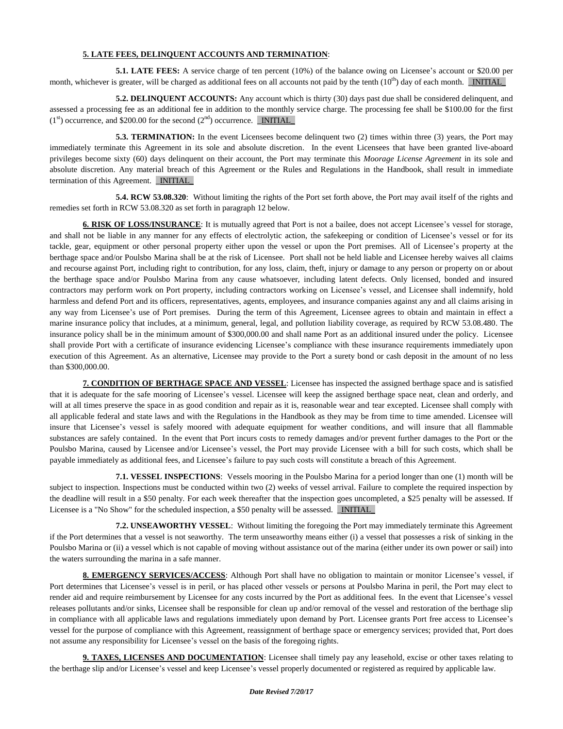**5. LATE FEES, DELINQUENT ACCOUNTS AND TERMINATION**:

**5.1. LATE FEES:** A service charge of ten percent (10%) of the balance owing on Licensee's account or $20.00 per month, whichever is greater, will be charged as additional fees on all accounts not paid by the tenth (10th) day of each month. _INITIAL_

**5.2. DELINQUENT ACCOUNTS:** Any account which is thirty (30) days past due shall be considered delinquent, and assessed a processing fee as an additional fee in addition to the monthly service charge. The processing fee shall be $100.00 for the first (1st) occurrence, and $200.00 for the second (2nd) occurrence. _INITIAL_

**5.3. TERMINATION:** In the event Licensees become delinquent two (2) times within three (3) years, the Port may immediately terminate this Agreement in its sole and absolute discretion. In the event Licensees that have been granted live-aboard privileges become sixty (60) days delinquent on their account, the Port may terminate this *Moorage License Agreement* in its sole and absolute discretion. Any material breach of this Agreement or the Rules and Regulations in the Handbook, shall result in immediate termination of this Agreement. _INITIAL_

**5.4. RCW 53.08.320**: Without limiting the rights of the Port set forth above, the Port may avail itself of the rights and remedies set forth in RCW 53.08.320 as set forth in paragraph 12 below.

**6. RISK OF LOSS/INSURANCE**: It is mutually agreed that Port is not a bailee, does not accept Licensee's vessel for storage, and shall not be liable in any manner for any effects of electrolytic action, the safekeeping or condition of Licensee's vessel or for its tackle, gear, equipment or other personal property either upon the vessel or upon the Port premises. All of Licensee's property at the berthage space and/or Poulsbo Marina shall be at the risk of Licensee. Port shall not be held liable and Licensee hereby waives all claims and recourse against Port, including right to contribution, for any loss, claim, theft, injury or damage to any person or property on or about the berthage space and/or Poulsbo Marina from any cause whatsoever, including latent defects. Only licensed, bonded and insured contractors may perform work on Port property, including contractors working on Licensee's vessel, and Licensee shall indemnify, hold harmless and defend Port and its officers, representatives, agents, employees, and insurance companies against any and all claims arising in any way from Licensee's use of Port premises. During the term of this Agreement, Licensee agrees to obtain and maintain in effect a marine insurance policy that includes, at a minimum, general, legal, and pollution liability coverage, as required by RCW 53.08.480. The insurance policy shall be in the minimum amount of $300,000.00 and shall name Port as an additional insured under the policy. Licensee shall provide Port with a certificate of insurance evidencing Licensee's compliance with these insurance requirements immediately upon execution of this Agreement. As an alternative, Licensee may provide to the Port a surety bond or cash deposit in the amount of no less than $300,000.00.

**7. CONDITION OF BERTHAGE SPACE AND VESSEL**: Licensee has inspected the assigned berthage space and is satisfied that it is adequate for the safe mooring of Licensee's vessel. Licensee will keep the assigned berthage space neat, clean and orderly, and will at all times preserve the space in as good condition and repair as it is, reasonable wear and tear excepted. Licensee shall comply with all applicable federal and state laws and with the Regulations in the Handbook as they may be from time to time amended. Licensee will insure that Licensee's vessel is safely moored with adequate equipment for weather conditions, and will insure that all flammable substances are safely contained. In the event that Port incurs costs to remedy damages and/or prevent further damages to the Port or the Poulsbo Marina, caused by Licensee and/or Licensee's vessel, the Port may provide Licensee with a bill for such costs, which shall be payable immediately as additional fees, and Licensee's failure to pay such costs will constitute a breach of this Agreement.

**7.1. VESSEL INSPECTIONS**: Vessels mooring in the Poulsbo Marina for a period longer than one (1) month will be subject to inspection. Inspections must be conducted within two (2) weeks of vessel arrival. Failure to complete the required inspection by the deadline will result in a $50 penalty. For each week thereafter that the inspection goes uncompleted, a $25 penalty will be assessed. If Licensee is a "No Show" for the scheduled inspection, a $50 penalty will be assessed. _INITIAL_

**7.2. UNSEAWORTHY VESSEL**: Without limiting the foregoing the Port may immediately terminate this Agreement if the Port determines that a vessel is not seaworthy. The term unseaworthy means either (i) a vessel that possesses a risk of sinking in the Poulsbo Marina or (ii) a vessel which is not capable of moving without assistance out of the marina (either under its own power or sail) into the waters surrounding the marina in a safe manner.

**8. EMERGENCY SERVICES/ACCESS**: Although Port shall have no obligation to maintain or monitor Licensee's vessel, if Port determines that Licensee's vessel is in peril, or has placed other vessels or persons at Poulsbo Marina in peril, the Port may elect to render aid and require reimbursement by Licensee for any costs incurred by the Port as additional fees. In the event that Licensee's vessel releases pollutants and/or sinks, Licensee shall be responsible for clean up and/or removal of the vessel and restoration of the berthage slip in compliance with all applicable laws and regulations immediately upon demand by Port. Licensee grants Port free access to Licensee's vessel for the purpose of compliance with this Agreement, reassignment of berthage space or emergency services; provided that, Port does not assume any responsibility for Licensee's vessel on the basis of the foregoing rights.

**9. TAXES, LICENSES AND DOCUMENTATION**: Licensee shall timely pay any leasehold, excise or other taxes relating to the berthage slip and/or Licensee's vessel and keep Licensee's vessel properly documented or registered as required by applicable law.

***Date Revised 7/20/17***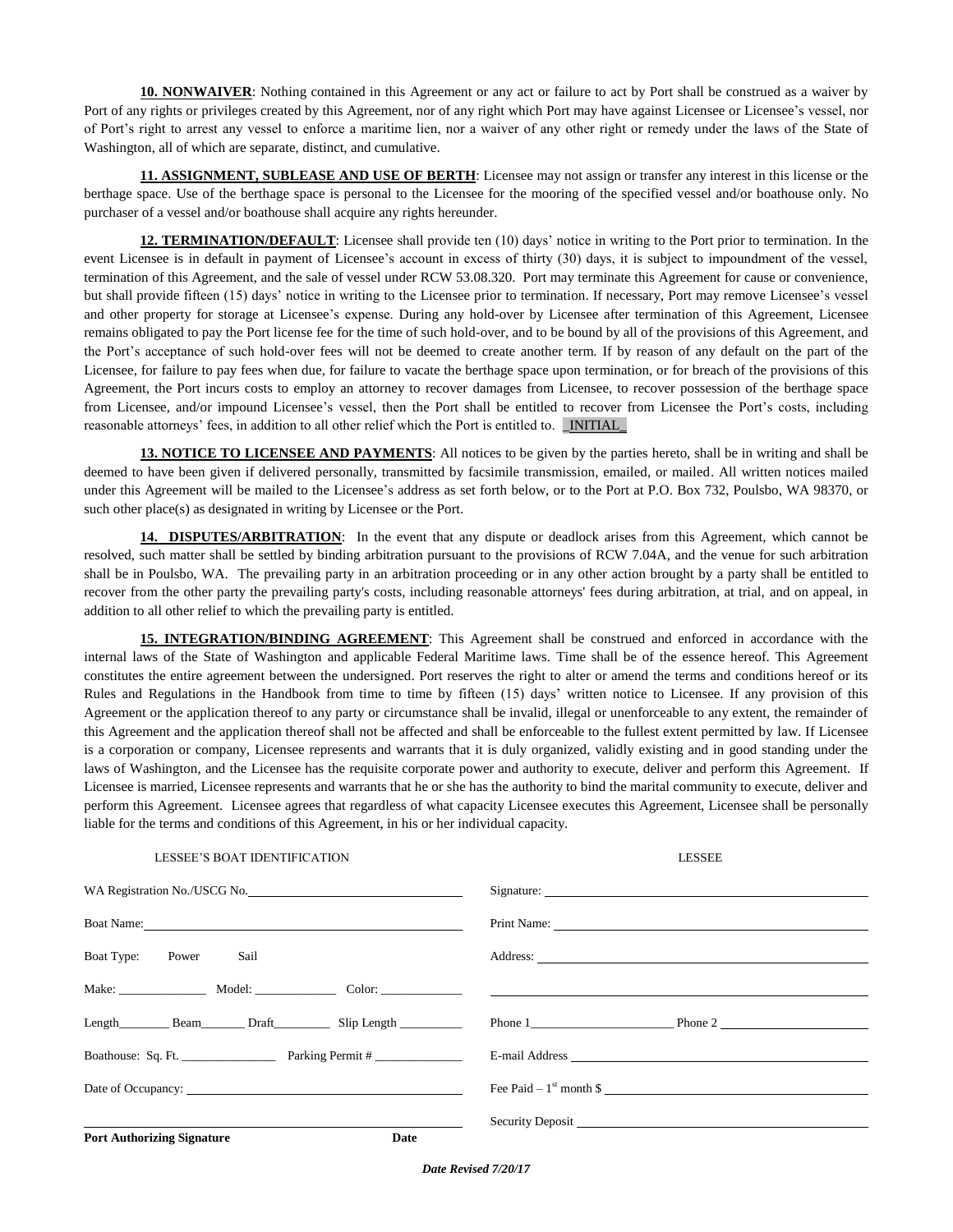**10. NONWAIVER**: Nothing contained in this Agreement or any act or failure to act by Port shall be construed as a waiver by Port of any rights or privileges created by this Agreement, nor of any right which Port may have against Licensee or Licensee's vessel, nor of Port's right to arrest any vessel to enforce a maritime lien, nor a waiver of any other right or remedy under the laws of the State of Washington, all of which are separate, distinct, and cumulative.

**11. ASSIGNMENT, SUBLEASE AND USE OF BERTH**: Licensee may not assign or transfer any interest in this license or the berthage space. Use of the berthage space is personal to the Licensee for the mooring of the specified vessel and/or boathouse only. No purchaser of a vessel and/or boathouse shall acquire any rights hereunder.

**12. TERMINATION/DEFAULT**: Licensee shall provide ten (10) days' notice in writing to the Port prior to termination. In the event Licensee is in default in payment of Licensee's account in excess of thirty (30) days, it is subject to impoundment of the vessel, termination of this Agreement, and the sale of vessel under RCW 53.08.320. Port may terminate this Agreement for cause or convenience, but shall provide fifteen (15) days' notice in writing to the Licensee prior to termination. If necessary, Port may remove Licensee's vessel and other property for storage at Licensee's expense. During any hold-over by Licensee after termination of this Agreement, Licensee remains obligated to pay the Port license fee for the time of such hold-over, and to be bound by all of the provisions of this Agreement, and the Port's acceptance of such hold-over fees will not be deemed to create another term. If by reason of any default on the part of the Licensee, for failure to pay fees when due, for failure to vacate the berthage space upon termination, or for breach of the provisions of this Agreement, the Port incurs costs to employ an attorney to recover damages from Licensee, to recover possession of the berthage space from Licensee, and/or impound Licensee's vessel, then the Port shall be entitled to recover from Licensee the Port's costs, including reasonable attorneys' fees, in addition to all other relief which the Port is entitled to. _INITIAL_

**13. NOTICE TO LICENSEE AND PAYMENTS**: All notices to be given by the parties hereto, shall be in writing and shall be deemed to have been given if delivered personally, transmitted by facsimile transmission, emailed, or mailed. All written notices mailed under this Agreement will be mailed to the Licensee's address as set forth below, or to the Port at P.O. Box 732, Poulsbo, WA 98370, or such other place(s) as designated in writing by Licensee or the Port.

**14. DISPUTES/ARBITRATION**: In the event that any dispute or deadlock arises from this Agreement, which cannot be resolved, such matter shall be settled by binding arbitration pursuant to the provisions of RCW 7.04A, and the venue for such arbitration shall be in Poulsbo, WA. The prevailing party in an arbitration proceeding or in any other action brought by a party shall be entitled to recover from the other party the prevailing party's costs, including reasonable attorneys' fees during arbitration, at trial, and on appeal, in addition to all other relief to which the prevailing party is entitled.

**15. INTEGRATION/BINDING AGREEMENT**: This Agreement shall be construed and enforced in accordance with the internal laws of the State of Washington and applicable Federal Maritime laws. Time shall be of the essence hereof. This Agreement constitutes the entire agreement between the undersigned. Port reserves the right to alter or amend the terms and conditions hereof or its Rules and Regulations in the Handbook from time to time by fifteen (15) days' written notice to Licensee. If any provision of this Agreement or the application thereof to any party or circumstance shall be invalid, illegal or unenforceable to any extent, the remainder of this Agreement and the application thereof shall not be affected and shall be enforceable to the fullest extent permitted by law. If Licensee is a corporation or company, Licensee represents and warrants that it is duly organized, validly existing and in good standing under the laws of Washington, and the Licensee has the requisite corporate power and authority to execute, deliver and perform this Agreement. If Licensee is married, Licensee represents and warrants that he or she has the authority to bind the marital community to execute, deliver and perform this Agreement. Licensee agrees that regardless of what capacity Licensee executes this Agreement, Licensee shall be personally liable for the terms and conditions of this Agreement, in his or her individual capacity.

| LESSEE'S BOAT IDENTIFICATION | LESSEE |
|---|---|
| WA Registration No./USCG No. ________________ | Signature: ________________ |
| Boat Name: ________________ | Print Name: ________________ |
| Boat Type: Power Sail | Address: ________________ |
| Make: ________ Model: ________ Color: ________ | ________________ |
| Length________ Beam_______ Draft_________ Slip Length _________ | Phone 1________________ Phone 2 ________________ |
| Boathouse: Sq. Ft. ________ Parking Permit # ________ | E-mail Address ________________ |
| Date of Occupancy: ________________ | Fee Paid – 1st month $ ________________ |
| ________________ | Security Deposit ________________ |
| **Port Authorizing Signature** **Date** | |

***Date Revised 7/20/17***